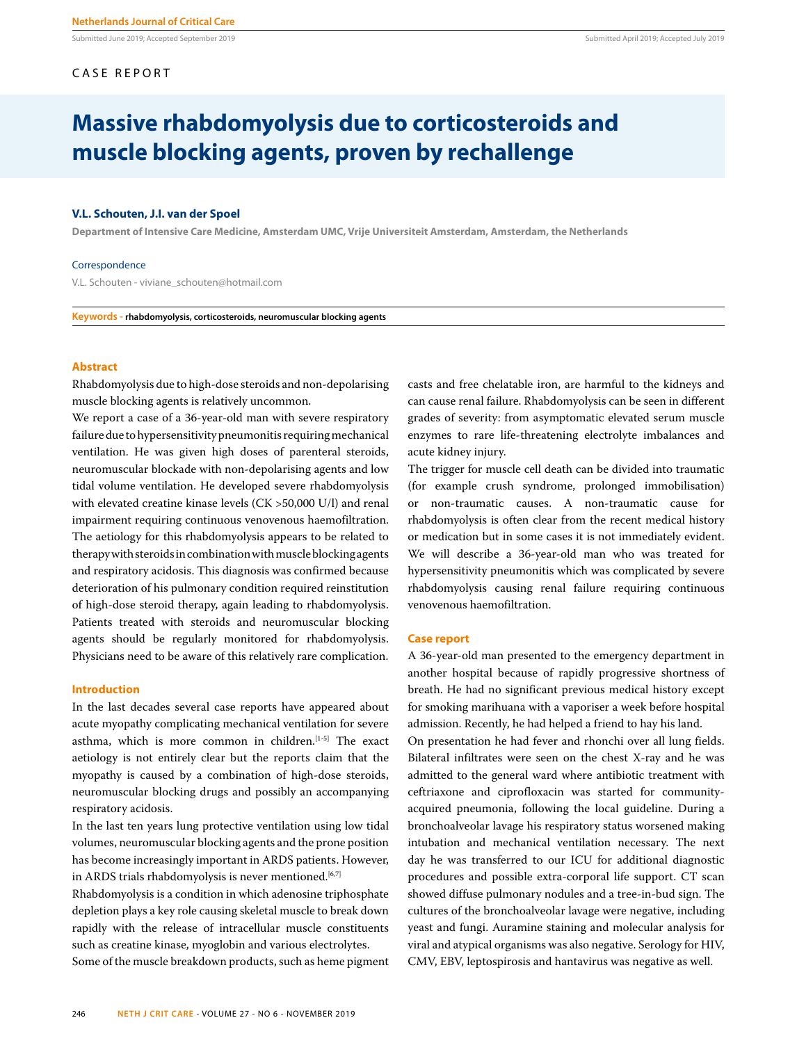CASE REPORT

# Massive rhabdomyolysis due to corticosteroids and muscle blocking agents, proven by rechallenge

**V.L. Schouten, J.I. van der Spoel**

**Department of Intensive Care Medicine, Amsterdam UMC, Vrije Universiteit Amsterdam, Amsterdam, the Netherlands**

Correspondence

V.L. Schouten - viviane_schouten@hotmail.com

**Keywords - rhabdomyolysis, corticosteroids, neuromuscular blocking agents**

## Abstract

Rhabdomyolysis due to high-dose steroids and non-depolarising muscle blocking agents is relatively uncommon.

We report a case of a 36-year-old man with severe respiratory failure due to hypersensitivity pneumonitis requiring mechanical ventilation. He was given high doses of parenteral steroids, neuromuscular blockade with non-depolarising agents and low tidal volume ventilation. He developed severe rhabdomyolysis with elevated creatine kinase levels (CK >50,000 U/l) and renal impairment requiring continuous venovenous haemofiltration. The aetiology for this rhabdomyolysis appears to be related to therapy with steroids in combination with muscle blocking agents and respiratory acidosis. This diagnosis was confirmed because deterioration of his pulmonary condition required reinstitution of high-dose steroid therapy, again leading to rhabdomyolysis. Patients treated with steroids and neuromuscular blocking agents should be regularly monitored for rhabdomyolysis. Physicians need to be aware of this relatively rare complication.

## Introduction

In the last decades several case reports have appeared about acute myopathy complicating mechanical ventilation for severe asthma, which is more common in children.[1-5] The exact aetiology is not entirely clear but the reports claim that the myopathy is caused by a combination of high-dose steroids, neuromuscular blocking drugs and possibly an accompanying respiratory acidosis.

In the last ten years lung protective ventilation using low tidal volumes, neuromuscular blocking agents and the prone position has become increasingly important in ARDS patients. However, in ARDS trials rhabdomyolysis is never mentioned.[6,7]

Rhabdomyolysis is a condition in which adenosine triphosphate depletion plays a key role causing skeletal muscle to break down rapidly with the release of intracellular muscle constituents such as creatine kinase, myoglobin and various electrolytes.

Some of the muscle breakdown products, such as heme pigment casts and free chelatable iron, are harmful to the kidneys and can cause renal failure. Rhabdomyolysis can be seen in different grades of severity: from asymptomatic elevated serum muscle enzymes to rare life-threatening electrolyte imbalances and acute kidney injury.

The trigger for muscle cell death can be divided into traumatic (for example crush syndrome, prolonged immobilisation) or non-traumatic causes. A non-traumatic cause for rhabdomyolysis is often clear from the recent medical history or medication but in some cases it is not immediately evident. We will describe a 36-year-old man who was treated for hypersensitivity pneumonitis which was complicated by severe rhabdomyolysis causing renal failure requiring continuous venovenous haemofiltration.

## Case report

A 36-year-old man presented to the emergency department in another hospital because of rapidly progressive shortness of breath. He had no significant previous medical history except for smoking marihuana with a vaporiser a week before hospital admission. Recently, he had helped a friend to hay his land.

On presentation he had fever and rhonchi over all lung fields. Bilateral infiltrates were seen on the chest X-ray and he was admitted to the general ward where antibiotic treatment with ceftriaxone and ciprofloxacin was started for community-acquired pneumonia, following the local guideline. During a bronchoalveolar lavage his respiratory status worsened making intubation and mechanical ventilation necessary. The next day he was transferred to our ICU for additional diagnostic procedures and possible extra-corporal life support. CT scan showed diffuse pulmonary nodules and a tree-in-bud sign. The cultures of the bronchoalveolar lavage were negative, including yeast and fungi. Auramine staining and molecular analysis for viral and atypical organisms was also negative. Serology for HIV, CMV, EBV, leptospirosis and hantavirus was negative as well.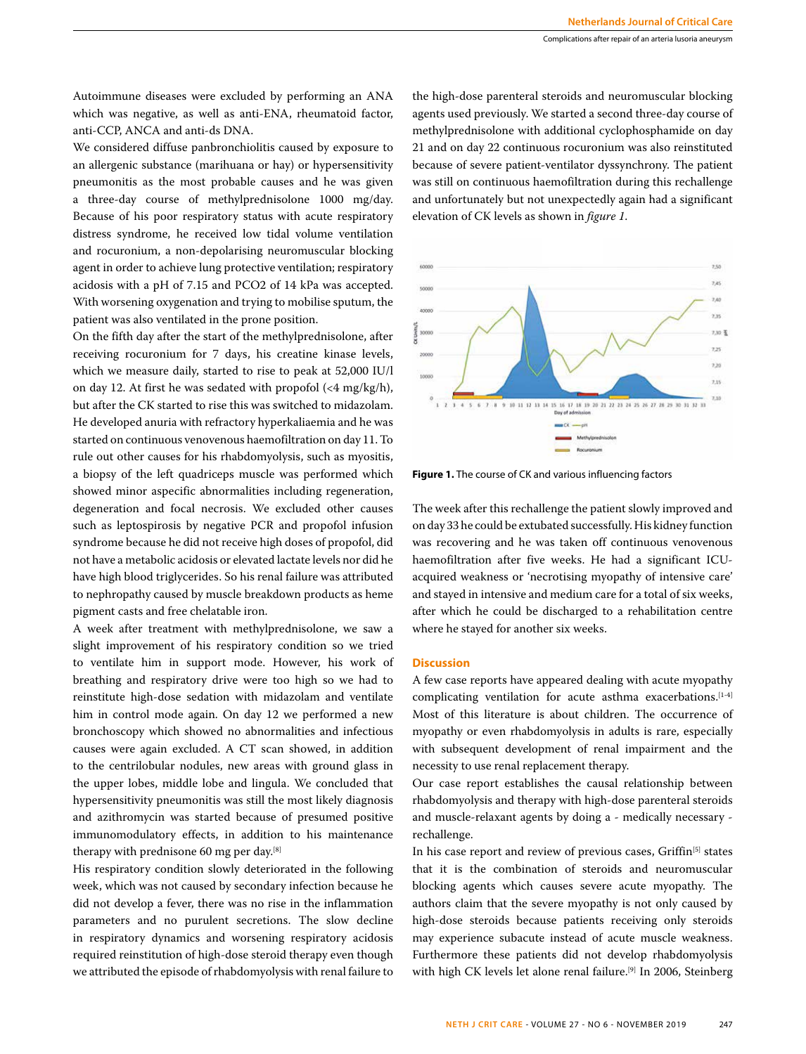Autoimmune diseases were excluded by performing an ANA which was negative, as well as anti-ENA, rheumatoid factor, anti-CCP, ANCA and anti-ds DNA.

We considered diffuse panbronchiolitis caused by exposure to an allergenic substance (marihuana or hay) or hypersensitivity pneumonitis as the most probable causes and he was given a three-day course of methylprednisolone 1000 mg/day. Because of his poor respiratory status with acute respiratory distress syndrome, he received low tidal volume ventilation and rocuronium, a non-depolarising neuromuscular blocking agent in order to achieve lung protective ventilation; respiratory acidosis with a pH of 7.15 and PCO2 of 14 kPa was accepted. With worsening oxygenation and trying to mobilise sputum, the patient was also ventilated in the prone position.

On the fifth day after the start of the methylprednisolone, after receiving rocuronium for 7 days, his creatine kinase levels, which we measure daily, started to rise to peak at 52,000 IU/l on day 12. At first he was sedated with propofol (<4 mg/kg/h), but after the CK started to rise this was switched to midazolam. He developed anuria with refractory hyperkaliaemia and he was started on continuous venovenous haemofiltration on day 11. To rule out other causes for his rhabdomyolysis, such as myositis, a biopsy of the left quadriceps muscle was performed which showed minor aspecific abnormalities including regeneration, degeneration and focal necrosis. We excluded other causes such as leptospirosis by negative PCR and propofol infusion syndrome because he did not receive high doses of propofol, did not have a metabolic acidosis or elevated lactate levels nor did he have high blood triglycerides. So his renal failure was attributed to nephropathy caused by muscle breakdown products as heme pigment casts and free chelatable iron.

A week after treatment with methylprednisolone, we saw a slight improvement of his respiratory condition so we tried to ventilate him in support mode. However, his work of breathing and respiratory drive were too high so we had to reinstitute high-dose sedation with midazolam and ventilate him in control mode again. On day 12 we performed a new bronchoscopy which showed no abnormalities and infectious causes were again excluded. A CT scan showed, in addition to the centrilobular nodules, new areas with ground glass in the upper lobes, middle lobe and lingula. We concluded that hypersensitivity pneumonitis was still the most likely diagnosis and azithromycin was started because of presumed positive immunomodulatory effects, in addition to his maintenance therapy with prednisone 60 mg per day.[8]

His respiratory condition slowly deteriorated in the following week, which was not caused by secondary infection because he did not develop a fever, there was no rise in the inflammation parameters and no purulent secretions. The slow decline in respiratory dynamics and worsening respiratory acidosis required reinstitution of high-dose steroid therapy even though we attributed the episode of rhabdomyolysis with renal failure to the high-dose parenteral steroids and neuromuscular blocking agents used previously. We started a second three-day course of methylprednisolone with additional cyclophosphamide on day 21 and on day 22 continuous rocuronium was also reinstituted because of severe patient-ventilator dyssynchrony. The patient was still on continuous haemofiltration during this rechallenge and unfortunately but not unexpectedly again had a significant elevation of CK levels as shown in *figure 1*.

**Figure 1.** The course of CK and various influencing factors

The week after this rechallenge the patient slowly improved and on day 33 he could be extubated successfully. His kidney function was recovering and he was taken off continuous venovenous haemofiltration after five weeks. He had a significant ICU-acquired weakness or 'necrotising myopathy of intensive care' and stayed in intensive and medium care for a total of six weeks, after which he could be discharged to a rehabilitation centre where he stayed for another six weeks.

## Discussion

A few case reports have appeared dealing with acute myopathy complicating ventilation for acute asthma exacerbations.[1-4] Most of this literature is about children. The occurrence of myopathy or even rhabdomyolysis in adults is rare, especially with subsequent development of renal impairment and the necessity to use renal replacement therapy.

Our case report establishes the causal relationship between rhabdomyolysis and therapy with high-dose parenteral steroids and muscle-relaxant agents by doing a - medically necessary - rechallenge.

In his case report and review of previous cases, Griffin[5] states that it is the combination of steroids and neuromuscular blocking agents which causes severe acute myopathy. The authors claim that the severe myopathy is not only caused by high-dose steroids because patients receiving only steroids may experience subacute instead of acute muscle weakness. Furthermore these patients did not develop rhabdomyolysis with high CK levels let alone renal failure.[9] In 2006, Steinberg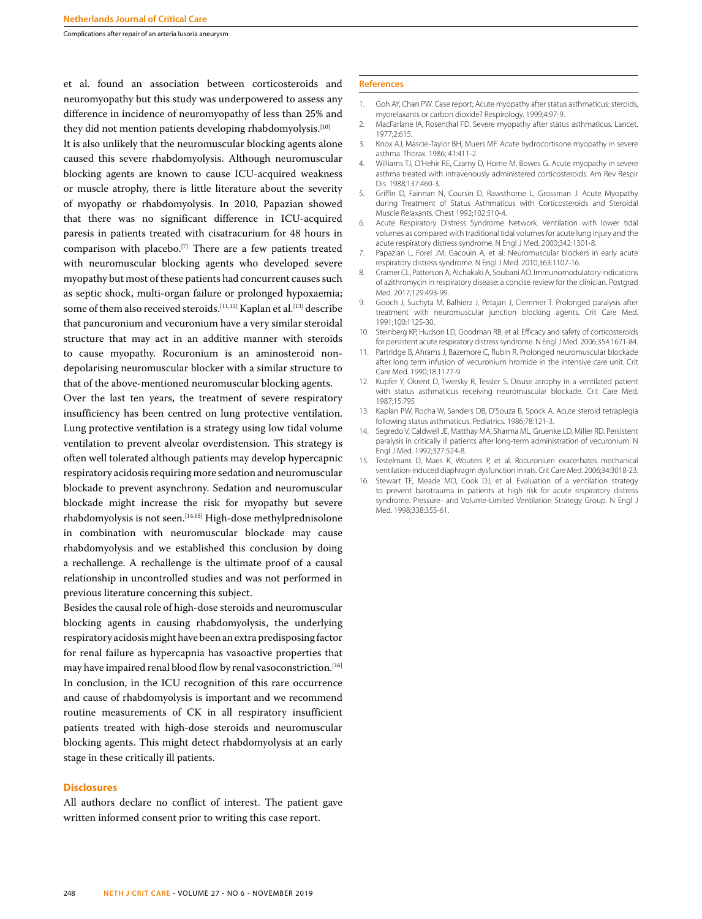et al. found an association between corticosteroids and neuromyopathy but this study was underpowered to assess any difference in incidence of neuromyopathy of less than 25% and they did not mention patients developing rhabdomyolysis.[10]

It is also unlikely that the neuromuscular blocking agents alone caused this severe rhabdomyolysis. Although neuromuscular blocking agents are known to cause ICU-acquired weakness or muscle atrophy, there is little literature about the severity of myopathy or rhabdomyolysis. In 2010, Papazian showed that there was no significant difference in ICU-acquired paresis in patients treated with cisatracurium for 48 hours in comparison with placebo.[7] There are a few patients treated with neuromuscular blocking agents who developed severe myopathy but most of these patients had concurrent causes such as septic shock, multi-organ failure or prolonged hypoxaemia; some of them also received steroids.[11,12] Kaplan et al.[13] describe that pancuronium and vecuronium have a very similar steroidal structure that may act in an additive manner with steroids to cause myopathy. Rocuronium is an aminosteroid non-depolarising neuromuscular blocker with a similar structure to that of the above-mentioned neuromuscular blocking agents.

Over the last ten years, the treatment of severe respiratory insufficiency has been centred on lung protective ventilation. Lung protective ventilation is a strategy using low tidal volume ventilation to prevent alveolar overdistension. This strategy is often well tolerated although patients may develop hypercapnic respiratory acidosis requiring more sedation and neuromuscular blockade to prevent asynchrony. Sedation and neuromuscular blockade might increase the risk for myopathy but severe rhabdomyolysis is not seen.[14,15] High-dose methylprednisolone in combination with neuromuscular blockade may cause rhabdomyolysis and we established this conclusion by doing a rechallenge. A rechallenge is the ultimate proof of a causal relationship in uncontrolled studies and was not performed in previous literature concerning this subject.

Besides the causal role of high-dose steroids and neuromuscular blocking agents in causing rhabdomyolysis, the underlying respiratory acidosis might have been an extra predisposing factor for renal failure as hypercapnia has vasoactive properties that may have impaired renal blood flow by renal vasoconstriction.[16]

In conclusion, in the ICU recognition of this rare occurrence and cause of rhabdomyolysis is important and we recommend routine measurements of CK in all respiratory insufficient patients treated with high-dose steroids and neuromuscular blocking agents. This might detect rhabdomyolysis at an early stage in these critically ill patients.

## Disclosures

All authors declare no conflict of interest. The patient gave written informed consent prior to writing this case report.

## References

1. Goh AY, Chan PW. Case report; Acute myopathy after status asthmaticus: steroids, myorelaxants or carbon dioxide? Respirology. 1999;4:97-9.
2. MacFarlane IA, Rosenthal FD. Severe myopathy after status asthmaticus. Lancet. 1977;2:615.
3. Knox AJ, Mascie-Taylor BH, Muers MF. Acute hydrocortisone myopathy in severe asthma. Thorax. 1986; 41:411-2.
4. Williams TJ, O'Hehir RE, Czarny D, Horne M, Bowes G. Acute myopathy in severe asthma treated with intravenously administered corticosteroids. Am Rev Respir Dis. 1988;137:460-3.
5. Griffin D, Fainnan N, Coursin D, Rawsthorne L, Grossman J. Acute Myopathy during Treatment of Status Asthmaticus with Corticosteroids and Steroidal Muscle Relaxants. Chest 1992;102:510-4.
6. Acute Respiratory Distress Syndrome Network. Ventilation with lower tidal volumes as compared with traditional tidal volumes for acute lung injury and the acute respiratory distress syndrome. N Engl J Med. 2000;342:1301-8.
7. Papazian L, Forel JM, Gacouin A, et al: Neuromuscular blockers in early acute respiratory distress syndrome. N Engl J Med. 2010;363:1107-16.
8. Cramer CL, Patterson A, Alchakaki A, Soubani AO. Immunomodulatory indications of azithromycin in respiratory disease: a concise review for the clinician. Postgrad Med. 2017;129:493-99.
9. Gooch J, Suchyta M, Balhierz J, Petajan J, Clemmer T. Prolonged paralysis after treatment with neuromuscular junction blocking agents. Crit Care Med. 1991;100:1125-30.
10. Steinberg KP, Hudson LD, Goodman RB, et al. Efficacy and safety of corticosteroids for persistent acute respiratory distress syndrome. N Engl J Med. 2006;354:1671-84.
11. Partridge B, Ahrams J, Bazemore C, Rubin R. Prolonged neuromuscular blockade after long term infusion of vecuronium hromide in the intensive care unit. Crit Care Med. 1990;18:1177-9.
12. Kupfer Y, Okrent D, Twersky R, Tessler S. Disuse atrophy in a ventilated patient with status asthmaticus receiving neuromuscular blockade. Crit Care Med. 1987;15:795
13. Kaplan PW, Rocha W, Sanders DB, D'Souza B, Spock A. Acute steroid tetraplegia following status asthmaticus. Pediatrics. 1986;78:121-3.
14. Segredo V, Caldwell JE, Matthay MA, Sharma ML, Gruenke LD, Miller RD. Persistent paralysis in critically ill patients after long-term administration of vecuronium. N Engl J Med. 1992;327:524-8.
15. Testelmans D, Maes K, Wouters P, et al. Rocuronium exacerbates mechanical ventilation-induced diaphragm dysfunction in rats. Crit Care Med. 2006;34:3018-23.
16. Stewart TE, Meade MO, Cook DJ, et al. Evaluation of a ventilation strategy to prevent barotrauma in patients at high risk for acute respiratory distress syndrome. Pressure- and Volume-Limited Ventilation Strategy Group. N Engl J Med. 1998;338:355-61.